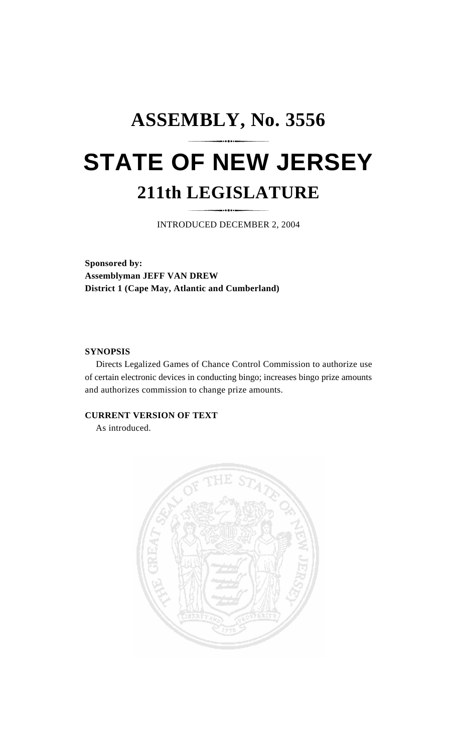# ASSEMBLY, No. 3556

# STATE OF NEW JERSEY

## 211th LEGISLATURE

INTRODUCED DECEMBER 2, 2004

**Sponsored by:**
**Assemblyman JEFF VAN DREW**
**District 1 (Cape May, Atlantic and Cumberland)**

**SYNOPSIS**

Directs Legalized Games of Chance Control Commission to authorize use of certain electronic devices in conducting bingo; increases bingo prize amounts and authorizes commission to change prize amounts.

**CURRENT VERSION OF TEXT**

As introduced.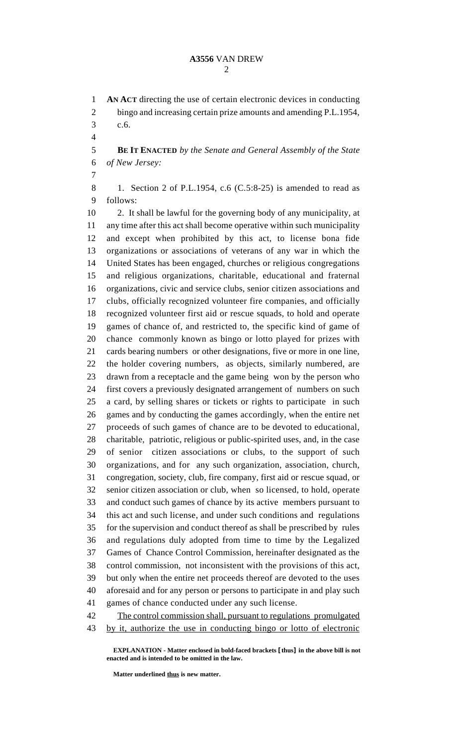**AN ACT** directing the use of certain electronic devices in conducting bingo and increasing certain prize amounts and amending P.L.1954, c.6.

**BE IT ENACTED** *by the Senate and General Assembly of the State of New Jersey:*

1. Section 2 of P.L.1954, c.6 (C.5:8-25) is amended to read as follows:

2. It shall be lawful for the governing body of any municipality, at any time after this act shall become operative within such municipality and except when prohibited by this act, to license bona fide organizations or associations of veterans of any war in which the United States has been engaged, churches or religious congregations and religious organizations, charitable, educational and fraternal organizations, civic and service clubs, senior citizen associations and clubs, officially recognized volunteer fire companies, and officially recognized volunteer first aid or rescue squads, to hold and operate games of chance of, and restricted to, the specific kind of game of chance commonly known as bingo or lotto played for prizes with cards bearing numbers or other designations, five or more in one line, the holder covering numbers, as objects, similarly numbered, are drawn from a receptacle and the game being won by the person who first covers a previously designated arrangement of numbers on such a card, by selling shares or tickets or rights to participate in such games and by conducting the games accordingly, when the entire net proceeds of such games of chance are to be devoted to educational, charitable, patriotic, religious or public-spirited uses, and, in the case of senior citizen associations or clubs, to the support of such organizations, and for any such organization, association, church, congregation, society, club, fire company, first aid or rescue squad, or senior citizen association or club, when so licensed, to hold, operate and conduct such games of chance by its active members pursuant to this act and such license, and under such conditions and regulations for the supervision and conduct thereof as shall be prescribed by rules and regulations duly adopted from time to time by the Legalized Games of Chance Control Commission, hereinafter designated as the control commission, not inconsistent with the provisions of this act, but only when the entire net proceeds thereof are devoted to the uses aforesaid and for any person or persons to participate in and play such games of chance conducted under any such license.

<u>The control commission shall, pursuant to regulations promulgated by it, authorize the use in conducting bingo or lotto of electronic</u>

**EXPLANATION - Matter enclosed in bold-faced brackets [thus] in the above bill is not enacted and is intended to be omitted in the law.**

**Matter underlined <u>thus</u> is new matter.**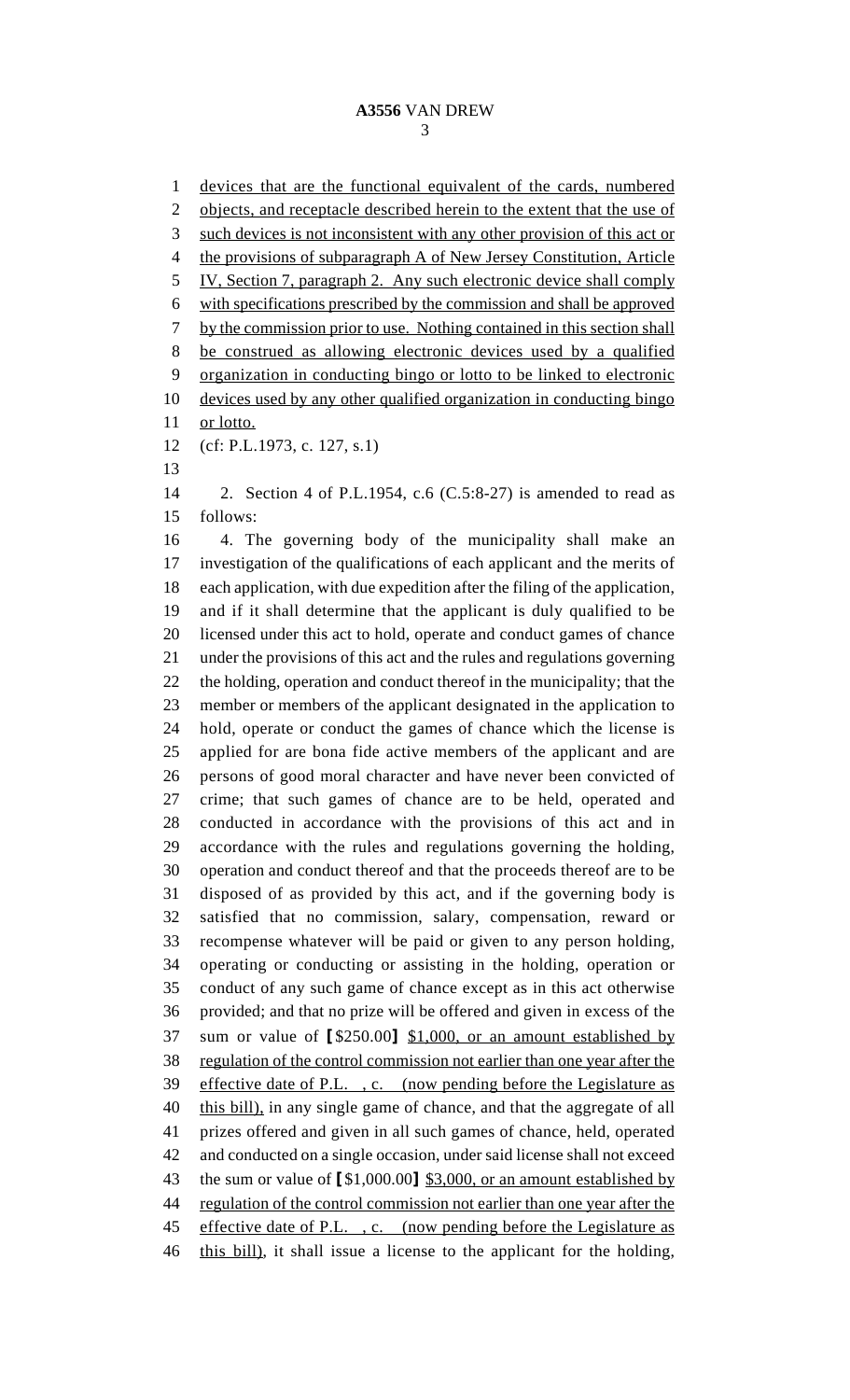devices that are the functional equivalent of the cards, numbered objects, and receptacle described herein to the extent that the use of such devices is not inconsistent with any other provision of this act or the provisions of subparagraph A of New Jersey Constitution, Article IV, Section 7, paragraph 2. Any such electronic device shall comply with specifications prescribed by the commission and shall be approved by the commission prior to use. Nothing contained in this section shall be construed as allowing electronic devices used by a qualified organization in conducting bingo or lotto to be linked to electronic devices used by any other qualified organization in conducting bingo or lotto.

(cf: P.L.1973, c. 127, s.1)

2. Section 4 of P.L.1954, c.6 (C.5:8-27) is amended to read as follows:

4. The governing body of the municipality shall make an investigation of the qualifications of each applicant and the merits of each application, with due expedition after the filing of the application, and if it shall determine that the applicant is duly qualified to be licensed under this act to hold, operate and conduct games of chance under the provisions of this act and the rules and regulations governing the holding, operation and conduct thereof in the municipality; that the member or members of the applicant designated in the application to hold, operate or conduct the games of chance which the license is applied for are bona fide active members of the applicant and are persons of good moral character and have never been convicted of crime; that such games of chance are to be held, operated and conducted in accordance with the provisions of this act and in accordance with the rules and regulations governing the holding, operation and conduct thereof and that the proceeds thereof are to be disposed of as provided by this act, and if the governing body is satisfied that no commission, salary, compensation, reward or recompense whatever will be paid or given to any person holding, operating or conducting or assisting in the holding, operation or conduct of any such game of chance except as in this act otherwise provided; and that no prize will be offered and given in excess of the sum or value of [$250.00] $1,000, or an amount established by regulation of the control commission not earlier than one year after the effective date of P.L. , c. (now pending before the Legislature as this bill), in any single game of chance, and that the aggregate of all prizes offered and given in all such games of chance, held, operated and conducted on a single occasion, under said license shall not exceed the sum or value of [$1,000.00] $3,000, or an amount established by regulation of the control commission not earlier than one year after the effective date of P.L. , c. (now pending before the Legislature as this bill), it shall issue a license to the applicant for the holding,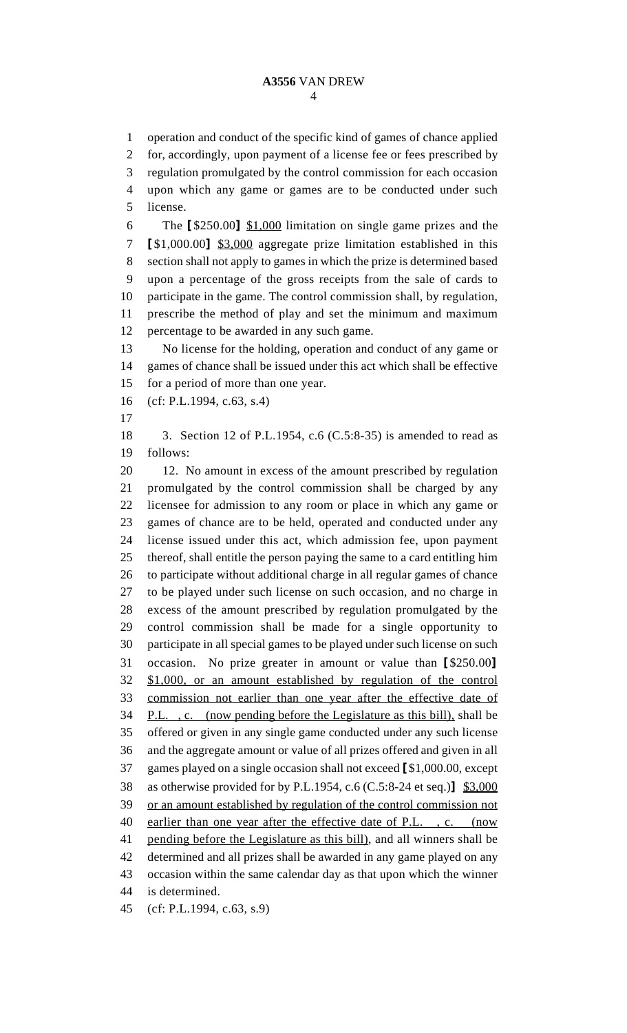operation and conduct of the specific kind of games of chance applied for, accordingly, upon payment of a license fee or fees prescribed by regulation promulgated by the control commission for each occasion upon which any game or games are to be conducted under such license.

The [$250.00] $1,000 limitation on single game prizes and the [$1,000.00] $3,000 aggregate prize limitation established in this section shall not apply to games in which the prize is determined based upon a percentage of the gross receipts from the sale of cards to participate in the game. The control commission shall, by regulation, prescribe the method of play and set the minimum and maximum percentage to be awarded in any such game.

No license for the holding, operation and conduct of any game or games of chance shall be issued under this act which shall be effective for a period of more than one year.

(cf: P.L.1994, c.63, s.4)

3. Section 12 of P.L.1954, c.6 (C.5:8-35) is amended to read as follows:

12. No amount in excess of the amount prescribed by regulation promulgated by the control commission shall be charged by any licensee for admission to any room or place in which any game or games of chance are to be held, operated and conducted under any license issued under this act, which admission fee, upon payment thereof, shall entitle the person paying the same to a card entitling him to participate without additional charge in all regular games of chance to be played under such license on such occasion, and no charge in excess of the amount prescribed by regulation promulgated by the control commission shall be made for a single opportunity to participate in all special games to be played under such license on such occasion. No prize greater in amount or value than [$250.00] $1,000, or an amount established by regulation of the control commission not earlier than one year after the effective date of P.L. , c. (now pending before the Legislature as this bill), shall be offered or given in any single game conducted under any such license and the aggregate amount or value of all prizes offered and given in all games played on a single occasion shall not exceed [$1,000.00, except as otherwise provided for by P.L.1954, c.6 (C.5:8-24 et seq.)] $3,000 or an amount established by regulation of the control commission not earlier than one year after the effective date of P.L. , c. (now pending before the Legislature as this bill), and all winners shall be determined and all prizes shall be awarded in any game played on any occasion within the same calendar day as that upon which the winner is determined.

(cf: P.L.1994, c.63, s.9)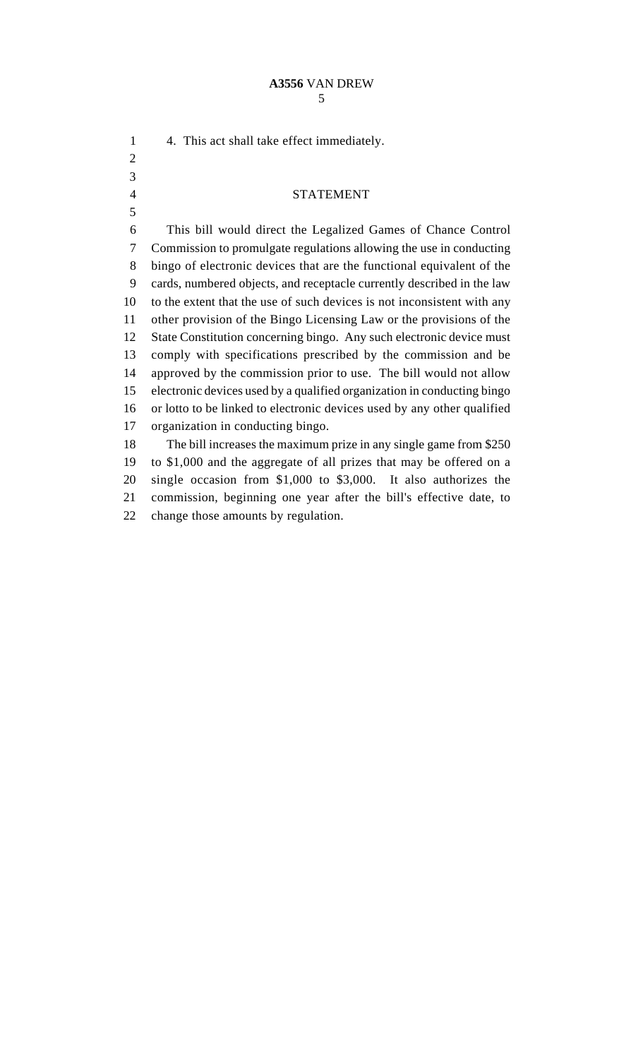4. This act shall take effect immediately.

## STATEMENT

This bill would direct the Legalized Games of Chance Control Commission to promulgate regulations allowing the use in conducting bingo of electronic devices that are the functional equivalent of the cards, numbered objects, and receptacle currently described in the law to the extent that the use of such devices is not inconsistent with any other provision of the Bingo Licensing Law or the provisions of the State Constitution concerning bingo. Any such electronic device must comply with specifications prescribed by the commission and be approved by the commission prior to use. The bill would not allow electronic devices used by a qualified organization in conducting bingo or lotto to be linked to electronic devices used by any other qualified organization in conducting bingo.

The bill increases the maximum prize in any single game from $250 to $1,000 and the aggregate of all prizes that may be offered on a single occasion from $1,000 to $3,000. It also authorizes the commission, beginning one year after the bill's effective date, to change those amounts by regulation.